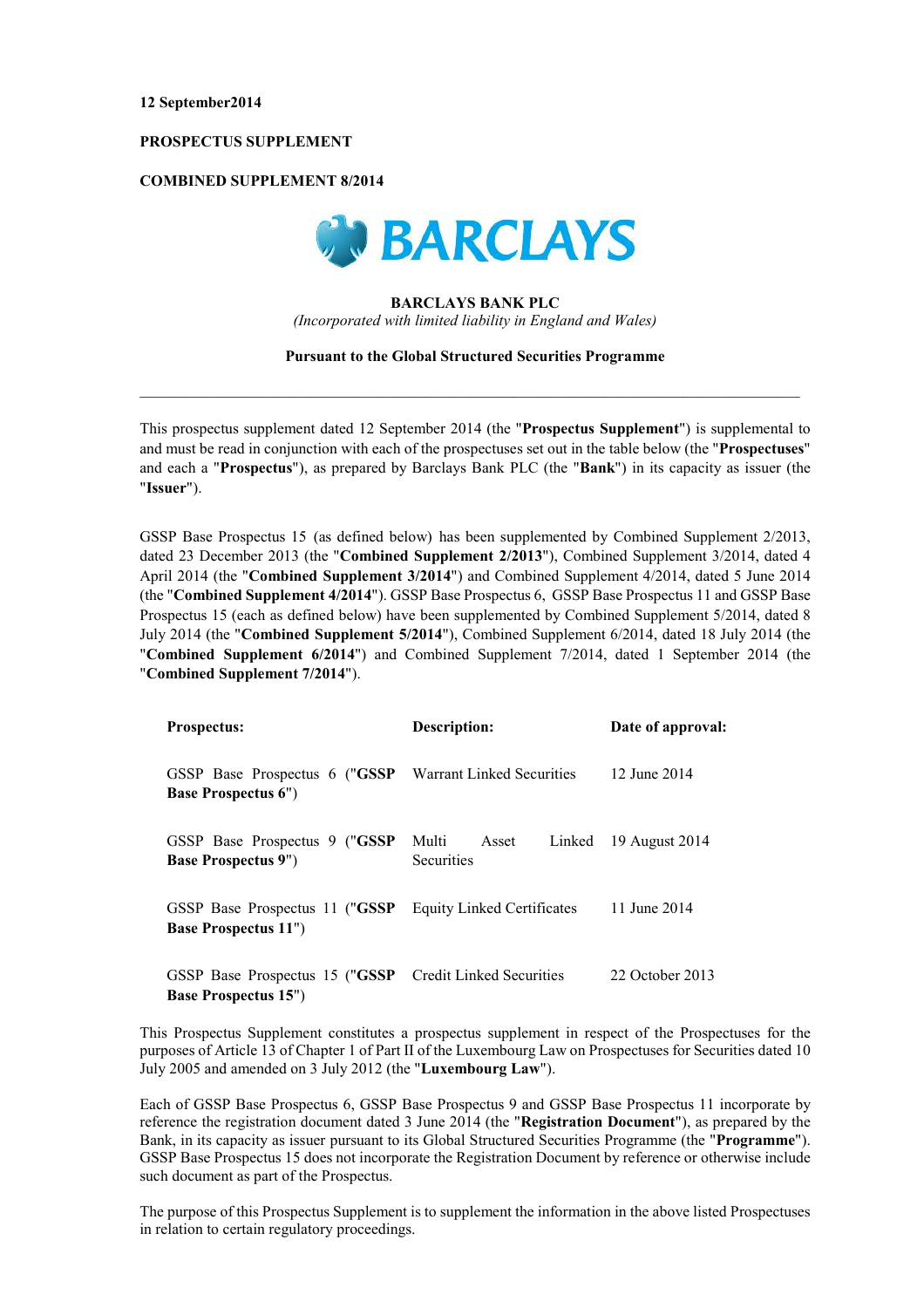**12 September2014**

**PROSPECTUS SUPPLEMENT**

**COMBINED SUPPLEMENT 8/2014**

**BARCLAYS BANK PLC**

*(Incorporated with limited liability in England and Wales)*

**Pursuant to the Global Structured Securities Programme**

---

This prospectus supplement dated 12 September 2014 (the "**Prospectus Supplement**") is supplemental to and must be read in conjunction with each of the prospectuses set out in the table below (the "**Prospectuses**" and each a "**Prospectus**"), as prepared by Barclays Bank PLC (the "**Bank**") in its capacity as issuer (the "**Issuer**").

GSSP Base Prospectus 15 (as defined below) has been supplemented by Combined Supplement 2/2013, dated 23 December 2013 (the "**Combined Supplement 2/2013**"), Combined Supplement 3/2014, dated 4 April 2014 (the "**Combined Supplement 3/2014**") and Combined Supplement 4/2014, dated 5 June 2014 (the "**Combined Supplement 4/2014**"). GSSP Base Prospectus 6, GSSP Base Prospectus 11 and GSSP Base Prospectus 15 (each as defined below) have been supplemented by Combined Supplement 5/2014, dated 8 July 2014 (the "**Combined Supplement 5/2014**"), Combined Supplement 6/2014, dated 18 July 2014 (the "**Combined Supplement 6/2014**") and Combined Supplement 7/2014, dated 1 September 2014 (the "**Combined Supplement 7/2014**").

| **Prospectus:** | **Description:** | **Date of approval:** |
|---|---|---|
| GSSP Base Prospectus 6 ("**GSSP Base Prospectus 6**") | Warrant Linked Securities | 12 June 2014 |
| GSSP Base Prospectus 9 ("**GSSP Base Prospectus 9**") | Multi Asset Linked Securities | 19 August 2014 |
| GSSP Base Prospectus 11 ("**GSSP Base Prospectus 11**") | Equity Linked Certificates | 11 June 2014 |
| GSSP Base Prospectus 15 ("**GSSP Base Prospectus 15**") | Credit Linked Securities | 22 October 2013 |

This Prospectus Supplement constitutes a prospectus supplement in respect of the Prospectuses for the purposes of Article 13 of Chapter 1 of Part II of the Luxembourg Law on Prospectuses for Securities dated 10 July 2005 and amended on 3 July 2012 (the "**Luxembourg Law**").

Each of GSSP Base Prospectus 6, GSSP Base Prospectus 9 and GSSP Base Prospectus 11 incorporate by reference the registration document dated 3 June 2014 (the "**Registration Document**"), as prepared by the Bank, in its capacity as issuer pursuant to its Global Structured Securities Programme (the "**Programme**"). GSSP Base Prospectus 15 does not incorporate the Registration Document by reference or otherwise include such document as part of the Prospectus.

The purpose of this Prospectus Supplement is to supplement the information in the above listed Prospectuses in relation to certain regulatory proceedings.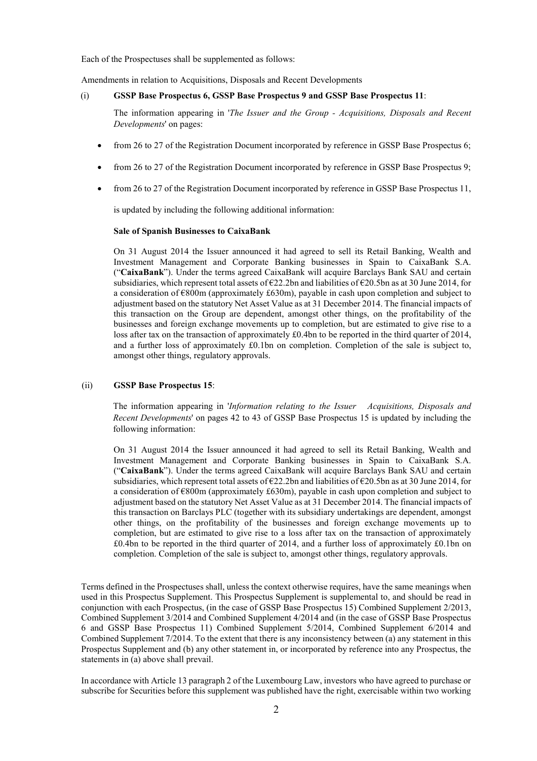Each of the Prospectuses shall be supplemented as follows:

Amendments in relation to Acquisitions, Disposals and Recent Developments

(i) **GSSP Base Prospectus 6, GSSP Base Prospectus 9 and GSSP Base Prospectus 11**:

The information appearing in '*The Issuer and the Group - Acquisitions, Disposals and Recent Developments*' on pages:

- from 26 to 27 of the Registration Document incorporated by reference in GSSP Base Prospectus 6;
- from 26 to 27 of the Registration Document incorporated by reference in GSSP Base Prospectus 9;
- from 26 to 27 of the Registration Document incorporated by reference in GSSP Base Prospectus 11,

is updated by including the following additional information:

**Sale of Spanish Businesses to CaixaBank**

On 31 August 2014 the Issuer announced it had agreed to sell its Retail Banking, Wealth and Investment Management and Corporate Banking businesses in Spain to CaixaBank S.A. ("**CaixaBank**"). Under the terms agreed CaixaBank will acquire Barclays Bank SAU and certain subsidiaries, which represent total assets of €22.2bn and liabilities of €20.5bn as at 30 June 2014, for a consideration of €800m (approximately £630m), payable in cash upon completion and subject to adjustment based on the statutory Net Asset Value as at 31 December 2014. The financial impacts of this transaction on the Group are dependent, amongst other things, on the profitability of the businesses and foreign exchange movements up to completion, but are estimated to give rise to a loss after tax on the transaction of approximately £0.4bn to be reported in the third quarter of 2014, and a further loss of approximately £0.1bn on completion. Completion of the sale is subject to, amongst other things, regulatory approvals.

(ii) **GSSP Base Prospectus 15**:

The information appearing in '*Information relating to the Issuer Acquisitions, Disposals and Recent Developments*' on pages 42 to 43 of GSSP Base Prospectus 15 is updated by including the following information:

On 31 August 2014 the Issuer announced it had agreed to sell its Retail Banking, Wealth and Investment Management and Corporate Banking businesses in Spain to CaixaBank S.A. ("**CaixaBank**"). Under the terms agreed CaixaBank will acquire Barclays Bank SAU and certain subsidiaries, which represent total assets of €22.2bn and liabilities of €20.5bn as at 30 June 2014, for a consideration of €800m (approximately £630m), payable in cash upon completion and subject to adjustment based on the statutory Net Asset Value as at 31 December 2014. The financial impacts of this transaction on Barclays PLC (together with its subsidiary undertakings are dependent, amongst other things, on the profitability of the businesses and foreign exchange movements up to completion, but are estimated to give rise to a loss after tax on the transaction of approximately £0.4bn to be reported in the third quarter of 2014, and a further loss of approximately £0.1bn on completion. Completion of the sale is subject to, amongst other things, regulatory approvals.

Terms defined in the Prospectuses shall, unless the context otherwise requires, have the same meanings when used in this Prospectus Supplement. This Prospectus Supplement is supplemental to, and should be read in conjunction with each Prospectus, (in the case of GSSP Base Prospectus 15) Combined Supplement 2/2013, Combined Supplement 3/2014 and Combined Supplement 4/2014 and (in the case of GSSP Base Prospectus 6 and GSSP Base Prospectus 11) Combined Supplement 5/2014, Combined Supplement 6/2014 and Combined Supplement 7/2014. To the extent that there is any inconsistency between (a) any statement in this Prospectus Supplement and (b) any other statement in, or incorporated by reference into any Prospectus, the statements in (a) above shall prevail.

In accordance with Article 13 paragraph 2 of the Luxembourg Law, investors who have agreed to purchase or subscribe for Securities before this supplement was published have the right, exercisable within two working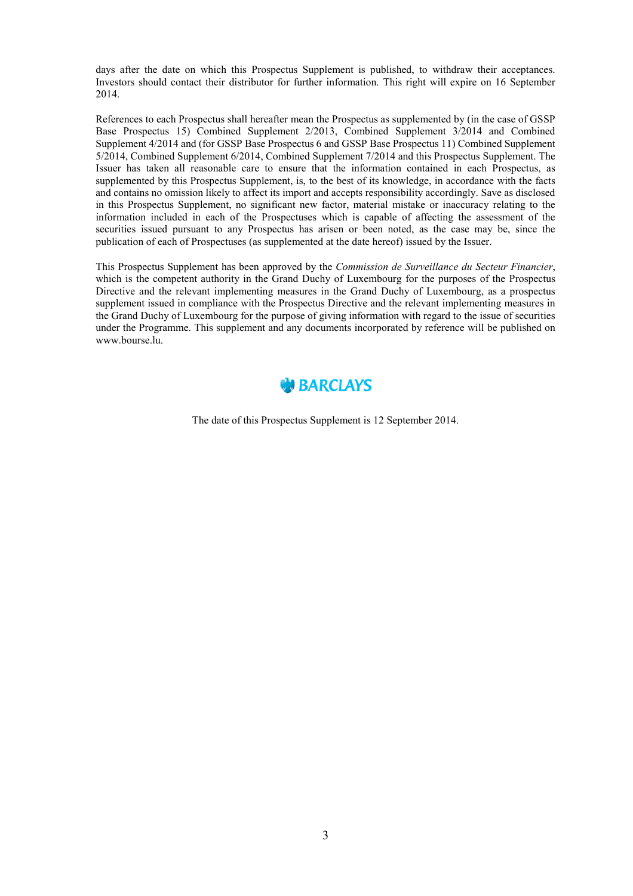days after the date on which this Prospectus Supplement is published, to withdraw their acceptances. Investors should contact their distributor for further information. This right will expire on 16 September 2014.

References to each Prospectus shall hereafter mean the Prospectus as supplemented by (in the case of GSSP Base Prospectus 15) Combined Supplement 2/2013, Combined Supplement 3/2014 and Combined Supplement 4/2014 and (for GSSP Base Prospectus 6 and GSSP Base Prospectus 11) Combined Supplement 5/2014, Combined Supplement 6/2014, Combined Supplement 7/2014 and this Prospectus Supplement. The Issuer has taken all reasonable care to ensure that the information contained in each Prospectus, as supplemented by this Prospectus Supplement, is, to the best of its knowledge, in accordance with the facts and contains no omission likely to affect its import and accepts responsibility accordingly. Save as disclosed in this Prospectus Supplement, no significant new factor, material mistake or inaccuracy relating to the information included in each of the Prospectuses which is capable of affecting the assessment of the securities issued pursuant to any Prospectus has arisen or been noted, as the case may be, since the publication of each of Prospectuses (as supplemented at the date hereof) issued by the Issuer.

This Prospectus Supplement has been approved by the *Commission de Surveillance du Secteur Financier*, which is the competent authority in the Grand Duchy of Luxembourg for the purposes of the Prospectus Directive and the relevant implementing measures in the Grand Duchy of Luxembourg, as a prospectus supplement issued in compliance with the Prospectus Directive and the relevant implementing measures in the Grand Duchy of Luxembourg for the purpose of giving information with regard to the issue of securities under the Programme. This supplement and any documents incorporated by reference will be published on www.bourse.lu.

BARCLAYS

The date of this Prospectus Supplement is 12 September 2014.